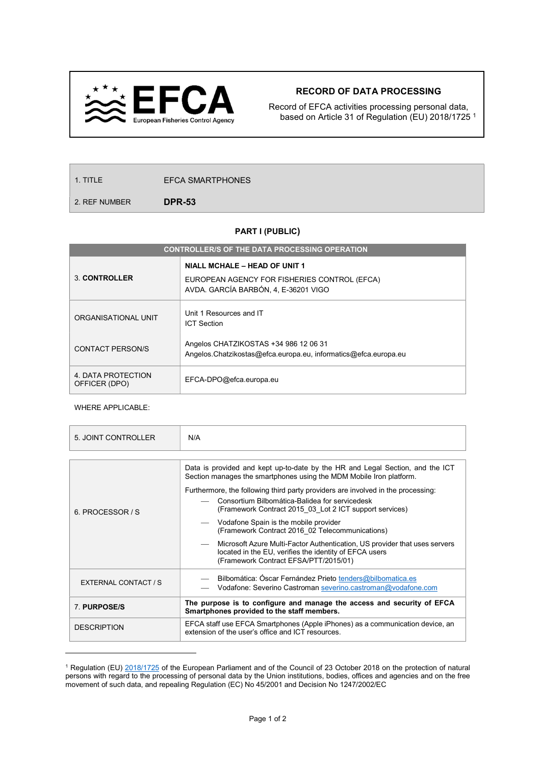EFCA European Fisheries Control Agency

## RECORD OF DATA PROCESSING

Record of EFCA activities processing personal data, based on Article 31 of Regulation (EU) 2018/1725 [1]

| | |
|---|---|
| 1. TITLE | EFCA SMARTPHONES |
| 2. REF NUMBER | **DPR-53** |

### PART I (PUBLIC)

| CONTROLLER/S OF THE DATA PROCESSING OPERATION | |
|---|---|
| 3. **CONTROLLER** | **NIALL MCHALE – HEAD OF UNIT 1**<br>EUROPEAN AGENCY FOR FISHERIES CONTROL (EFCA)<br>AVDA. GARCÍA BARBÓN, 4, E-36201 VIGO |
| ORGANISATIONAL UNIT | Unit 1 Resources and IT<br>ICT Section |
| CONTACT PERSON/S | Angelos CHATZIKOSTAS +34 986 12 06 31<br>Angelos.Chatzikostas@efca.europa.eu, informatics@efca.europa.eu |
| 4. DATA PROTECTION OFFICER (DPO) | EFCA-DPO@efca.europa.eu |

WHERE APPLICABLE:

| | |
|---|---|
| 5. JOINT CONTROLLER | N/A |

| | |
|---|---|
| 6. PROCESSOR / S | Data is provided and kept up-to-date by the HR and Legal Section, and the ICT Section manages the smartphones using the MDM Mobile Iron platform.<br>Furthermore, the following third party providers are involved in the processing:<br>— Consortium Bilbomática-Balidea for servicedesk (Framework Contract 2015_03_Lot 2 ICT support services)<br>— Vodafone Spain is the mobile provider (Framework Contract 2016_02 Telecommunications)<br>— Microsoft Azure Multi-Factor Authentication, US provider that uses servers located in the EU, verifies the identity of EFCA users (Framework Contract EFSA/PTT/2015/01) |
| EXTERNAL CONTACT / S | — Bilbomática: Óscar Fernández Prieto tenders@bilbomatica.es<br>— Vodafone: Severino Castroman severino.castroman@vodafone.com |
| 7. **PURPOSE/S** | **The purpose is to configure and manage the access and security of EFCA Smartphones provided to the staff members.** |
| DESCRIPTION | EFCA staff use EFCA Smartphones (Apple iPhones) as a communication device, an extension of the user's office and ICT resources. |

[1] Regulation (EU) 2018/1725 of the European Parliament and of the Council of 23 October 2018 on the protection of natural persons with regard to the processing of personal data by the Union institutions, bodies, offices and agencies and on the free movement of such data, and repealing Regulation (EC) No 45/2001 and Decision No 1247/2002/EC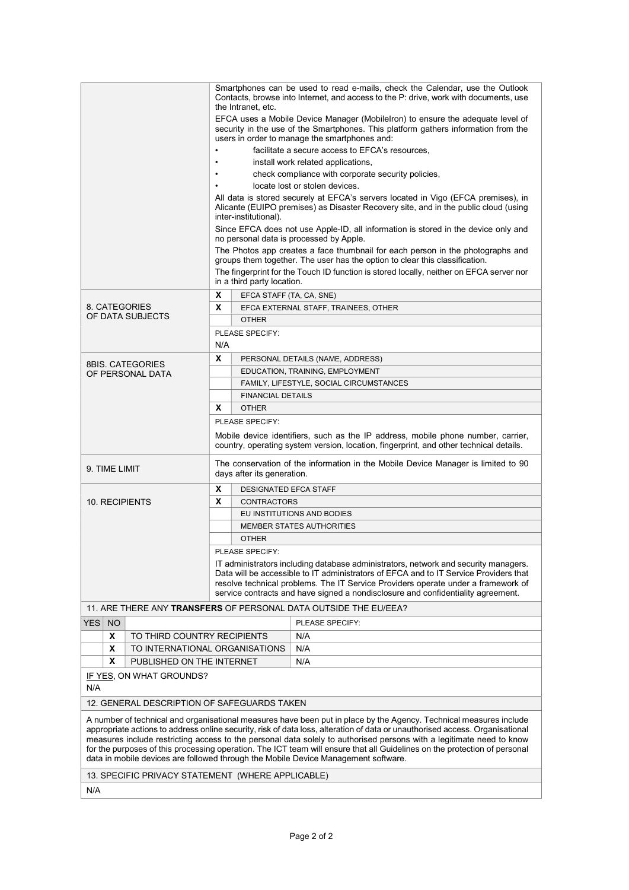| | |
|---|---|
| | Smartphones can be used to read e-mails, check the Calendar, use the Outlook Contacts, browse into Internet, and access to the P: drive, work with documents, use the Intranet, etc.<br>EFCA uses a Mobile Device Manager (MobileIron) to ensure the adequate level of security in the use of the Smartphones. This platform gathers information from the users in order to manage the smartphones and:<br>• facilitate a secure access to EFCA's resources,<br>• install work related applications,<br>• check compliance with corporate security policies,<br>• locate lost or stolen devices.<br>All data is stored securely at EFCA's servers located in Vigo (EFCA premises), in Alicante (EUIPO premises) as Disaster Recovery site, and in the public cloud (using inter-institutional).<br>Since EFCA does not use Apple-ID, all information is stored in the device only and no personal data is processed by Apple.<br>The Photos app creates a face thumbnail for each person in the photographs and groups them together. The user has the option to clear this classification.<br>The fingerprint for the Touch ID function is stored locally, neither on EFCA server nor in a third party location. |

| | | |
|---|---|---|
| 8. CATEGORIES OF DATA SUBJECTS | X | EFCA STAFF (TA, CA, SNE) |
| | X | EFCA EXTERNAL STAFF, TRAINEES, OTHER |
| | | OTHER |
| | PLEASE SPECIFY:<br>N/A | |
| 8BIS. CATEGORIES OF PERSONAL DATA | X | PERSONAL DETAILS (NAME, ADDRESS) |
| | | EDUCATION, TRAINING, EMPLOYMENT |
| | | FAMILY, LIFESTYLE, SOCIAL CIRCUMSTANCES |
| | | FINANCIAL DETAILS |
| | X | OTHER |
| | PLEASE SPECIFY:<br>Mobile device identifiers, such as the IP address, mobile phone number, carrier, country, operating system version, location, fingerprint, and other technical details. | |
| 9. TIME LIMIT | The conservation of the information in the Mobile Device Manager is limited to 90 days after its generation. | |
| 10. RECIPIENTS | X | DESIGNATED EFCA STAFF |
| | X | CONTRACTORS |
| | | EU INSTITUTIONS AND BODIES |
| | | MEMBER STATES AUTHORITIES |
| | | OTHER |
| | PLEASE SPECIFY:<br>IT administrators including database administrators, network and security managers. Data will be accessible to IT administrators of EFCA and to IT Service Providers that resolve technical problems. The IT Service Providers operate under a framework of service contracts and have signed a nondisclosure and confidentiality agreement. | |

11. ARE THERE ANY **TRANSFERS** OF PERSONAL DATA OUTSIDE THE EU/EEA?

| YES | NO | | PLEASE SPECIFY: |
|---|---|---|---|
| | X | TO THIRD COUNTRY RECIPIENTS | N/A |
| | X | TO INTERNATIONAL ORGANISATIONS | N/A |
| | X | PUBLISHED ON THE INTERNET | N/A |

IF YES, ON WHAT GROUNDS?

N/A

12. GENERAL DESCRIPTION OF SAFEGUARDS TAKEN

A number of technical and organisational measures have been put in place by the Agency. Technical measures include appropriate actions to address online security, risk of data loss, alteration of data or unauthorised access. Organisational measures include restricting access to the personal data solely to authorised persons with a legitimate need to know for the purposes of this processing operation. The ICT team will ensure that all Guidelines on the protection of personal data in mobile devices are followed through the Mobile Device Management software.

13. SPECIFIC PRIVACY STATEMENT (WHERE APPLICABLE)

N/A